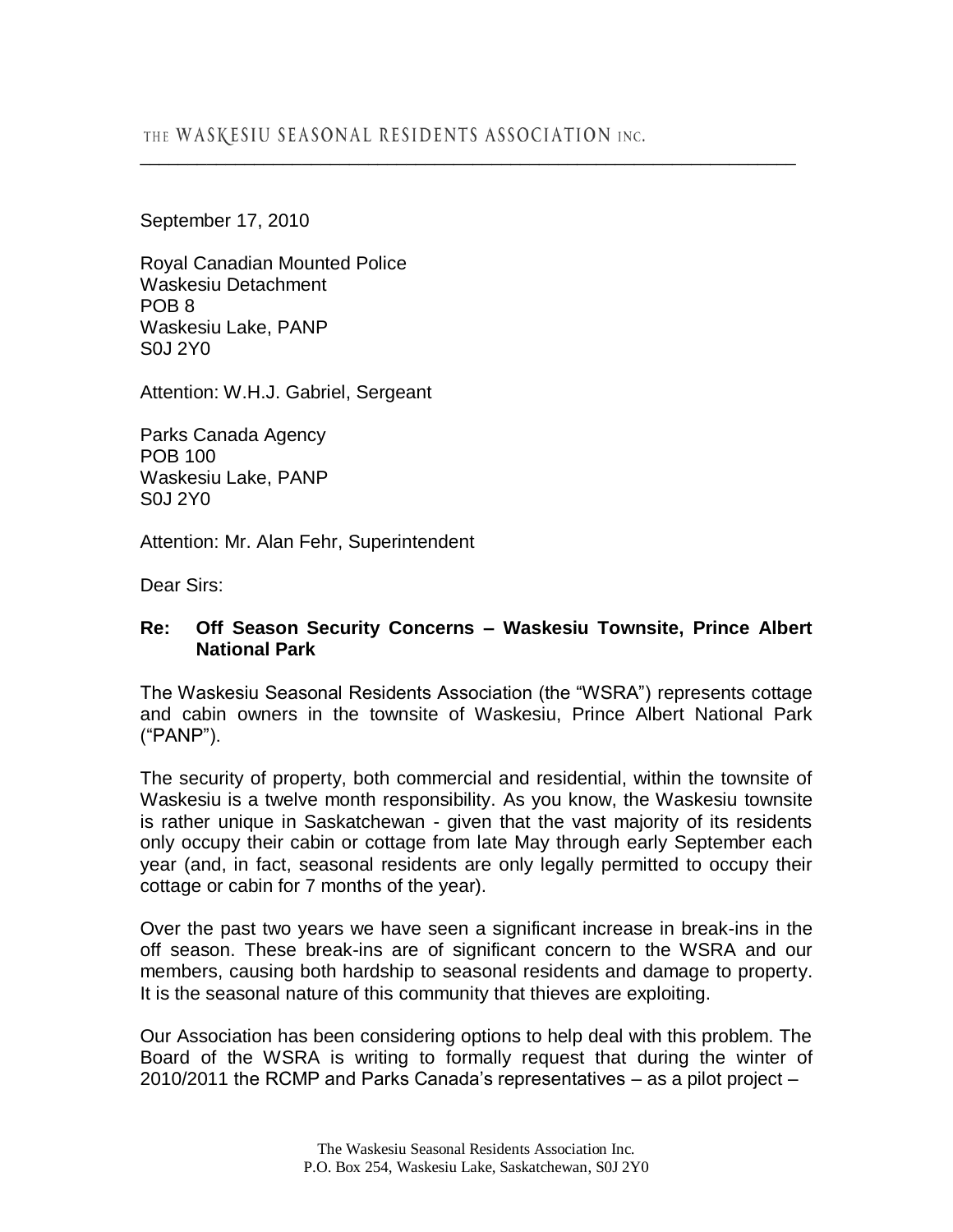THE WASKESIU SEASONAL RESIDENTS ASSOCIATION INC.

September 17, 2010

Royal Canadian Mounted Police
Waskesiu Detachment
POB 8
Waskesiu Lake, PANP
S0J 2Y0

Attention: W.H.J. Gabriel, Sergeant

Parks Canada Agency
POB 100
Waskesiu Lake, PANP
S0J 2Y0

Attention: Mr. Alan Fehr, Superintendent

Dear Sirs:

**Re: Off Season Security Concerns – Waskesiu Townsite, Prince Albert National Park**

The Waskesiu Seasonal Residents Association (the "WSRA") represents cottage and cabin owners in the townsite of Waskesiu, Prince Albert National Park ("PANP").

The security of property, both commercial and residential, within the townsite of Waskesiu is a twelve month responsibility. As you know, the Waskesiu townsite is rather unique in Saskatchewan - given that the vast majority of its residents only occupy their cabin or cottage from late May through early September each year (and, in fact, seasonal residents are only legally permitted to occupy their cottage or cabin for 7 months of the year).

Over the past two years we have seen a significant increase in break-ins in the off season. These break-ins are of significant concern to the WSRA and our members, causing both hardship to seasonal residents and damage to property. It is the seasonal nature of this community that thieves are exploiting.

Our Association has been considering options to help deal with this problem. The Board of the WSRA is writing to formally request that during the winter of 2010/2011 the RCMP and Parks Canada's representatives – as a pilot project –

The Waskesiu Seasonal Residents Association Inc.
P.O. Box 254, Waskesiu Lake, Saskatchewan, S0J 2Y0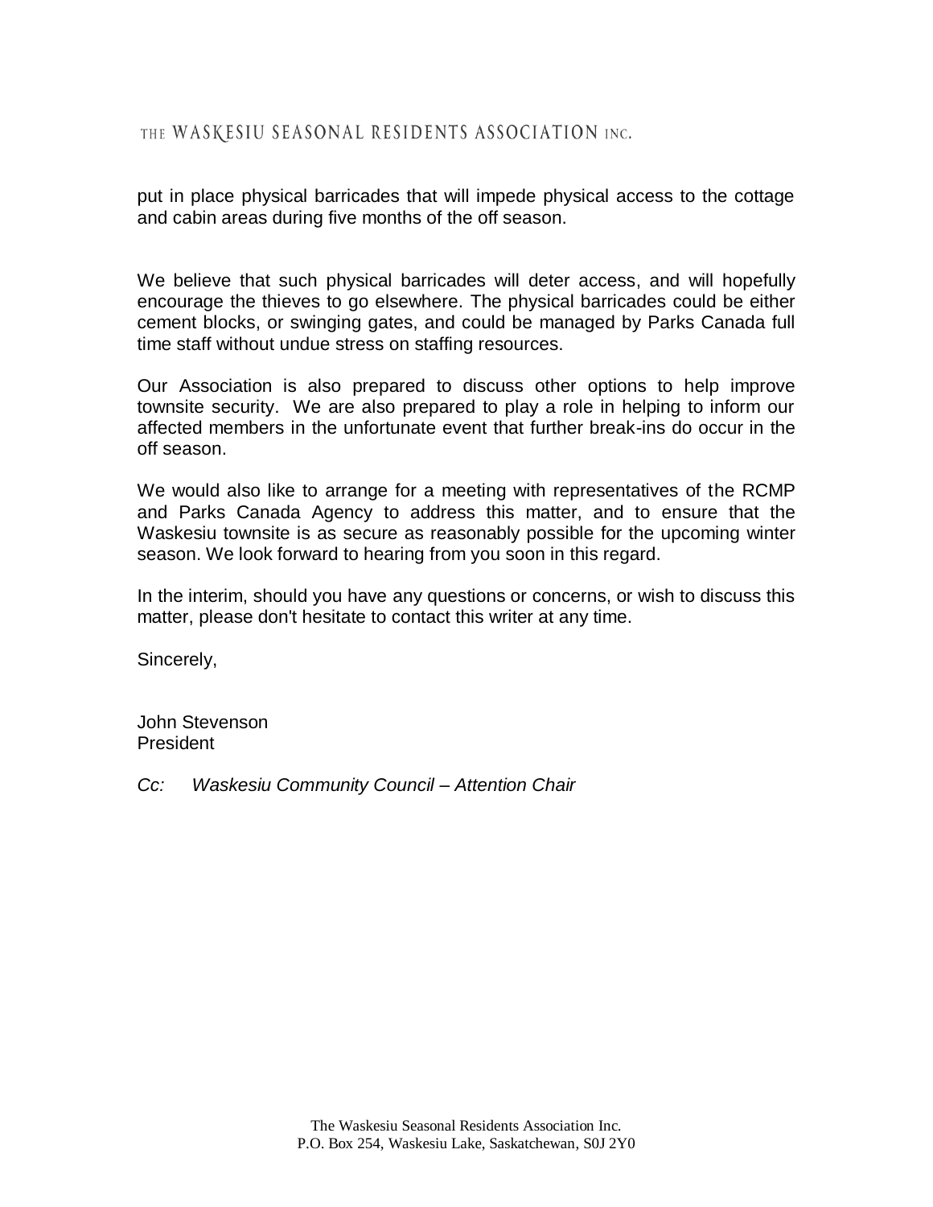put in place physical barricades that will impede physical access to the cottage and cabin areas during five months of the off season.

We believe that such physical barricades will deter access, and will hopefully encourage the thieves to go elsewhere. The physical barricades could be either cement blocks, or swinging gates, and could be managed by Parks Canada full time staff without undue stress on staffing resources.

Our Association is also prepared to discuss other options to help improve townsite security. We are also prepared to play a role in helping to inform our affected members in the unfortunate event that further break-ins do occur in the off season.

We would also like to arrange for a meeting with representatives of the RCMP and Parks Canada Agency to address this matter, and to ensure that the Waskesiu townsite is as secure as reasonably possible for the upcoming winter season. We look forward to hearing from you soon in this regard.

In the interim, should you have any questions or concerns, or wish to discuss this matter, please don't hesitate to contact this writer at any time.

Sincerely,

John Stevenson
President

*Cc: Waskesiu Community Council – Attention Chair*